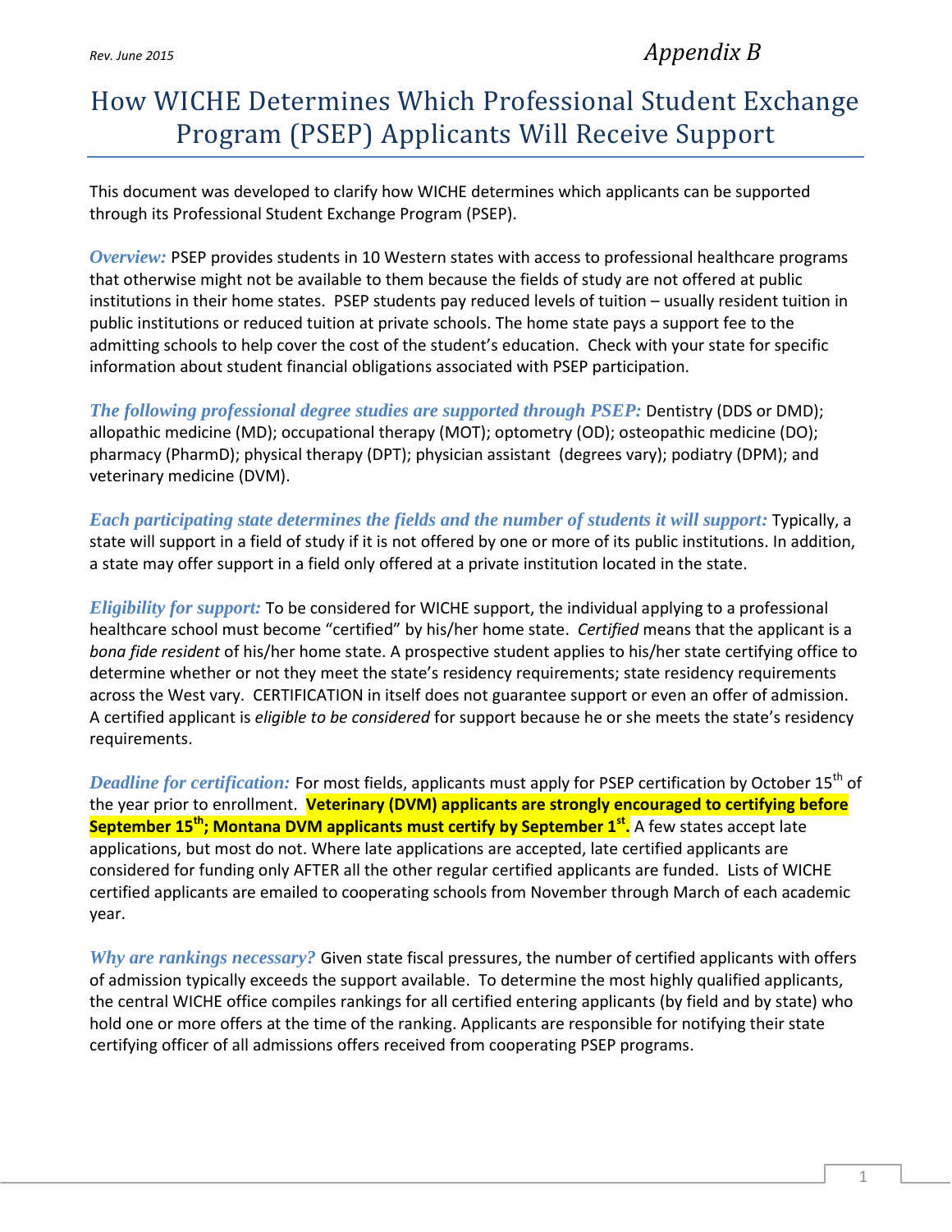Rev. June 2015

*Appendix B*

# How WICHE Determines Which Professional Student Exchange Program (PSEP) Applicants Will Receive Support

This document was developed to clarify how WICHE determines which applicants can be supported through its Professional Student Exchange Program (PSEP).

***Overview:*** PSEP provides students in 10 Western states with access to professional healthcare programs that otherwise might not be available to them because the fields of study are not offered at public institutions in their home states. PSEP students pay reduced levels of tuition – usually resident tuition in public institutions or reduced tuition at private schools. The home state pays a support fee to the admitting schools to help cover the cost of the student's education. Check with your state for specific information about student financial obligations associated with PSEP participation.

***The following professional degree studies are supported through PSEP:*** Dentistry (DDS or DMD); allopathic medicine (MD); occupational therapy (MOT); optometry (OD); osteopathic medicine (DO); pharmacy (PharmD); physical therapy (DPT); physician assistant (degrees vary); podiatry (DPM); and veterinary medicine (DVM).

***Each participating state determines the fields and the number of students it will support:*** Typically, a state will support in a field of study if it is not offered by one or more of its public institutions. In addition, a state may offer support in a field only offered at a private institution located in the state.

***Eligibility for support:*** To be considered for WICHE support, the individual applying to a professional healthcare school must become "certified" by his/her home state. *Certified* means that the applicant is a *bona fide resident* of his/her home state. A prospective student applies to his/her state certifying office to determine whether or not they meet the state's residency requirements; state residency requirements across the West vary. CERTIFICATION in itself does not guarantee support or even an offer of admission. A certified applicant is *eligible to be considered* for support because he or she meets the state's residency requirements.

***Deadline for certification:*** For most fields, applicants must apply for PSEP certification by October 15th of the year prior to enrollment. **Veterinary (DVM) applicants are strongly encouraged to certifying before September 15th; Montana DVM applicants must certify by September 1st.** A few states accept late applications, but most do not. Where late applications are accepted, late certified applicants are considered for funding only AFTER all the other regular certified applicants are funded. Lists of WICHE certified applicants are emailed to cooperating schools from November through March of each academic year.

***Why are rankings necessary?*** Given state fiscal pressures, the number of certified applicants with offers of admission typically exceeds the support available. To determine the most highly qualified applicants, the central WICHE office compiles rankings for all certified entering applicants (by field and by state) who hold one or more offers at the time of the ranking. Applicants are responsible for notifying their state certifying officer of all admissions offers received from cooperating PSEP programs.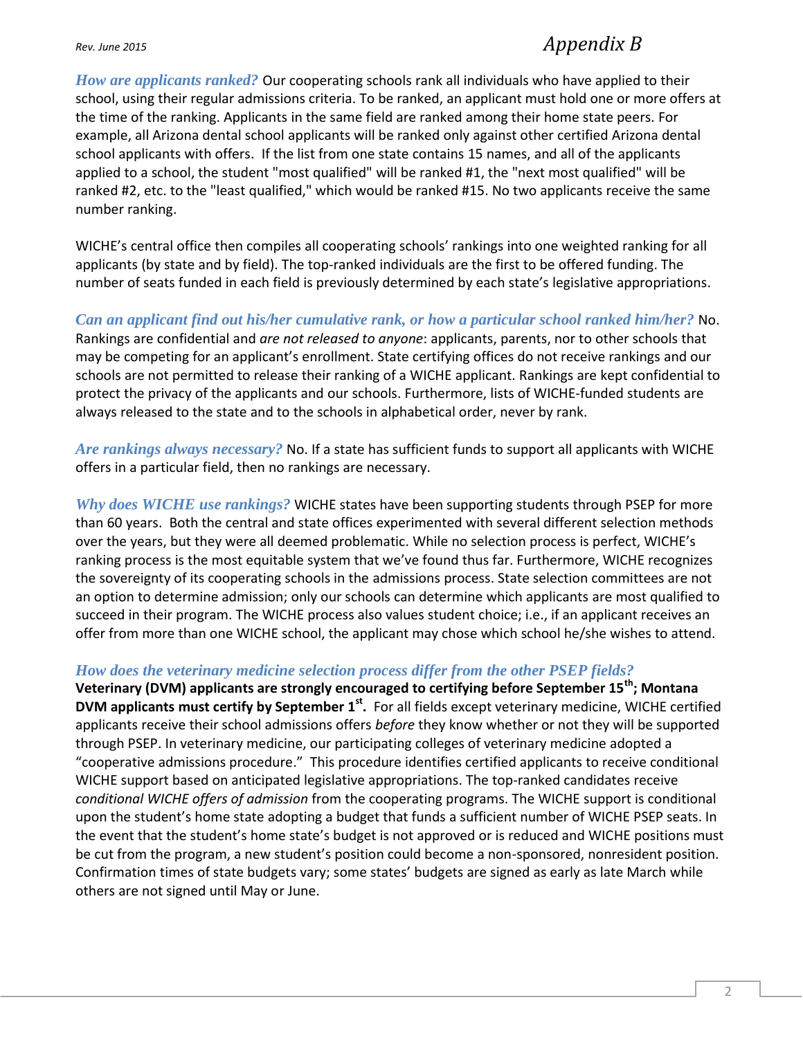***How are applicants ranked?*** Our cooperating schools rank all individuals who have applied to their school, using their regular admissions criteria. To be ranked, an applicant must hold one or more offers at the time of the ranking. Applicants in the same field are ranked among their home state peers. For example, all Arizona dental school applicants will be ranked only against other certified Arizona dental school applicants with offers. If the list from one state contains 15 names, and all of the applicants applied to a school, the student "most qualified" will be ranked #1, the "next most qualified" will be ranked #2, etc. to the "least qualified," which would be ranked #15. No two applicants receive the same number ranking.

WICHE's central office then compiles all cooperating schools' rankings into one weighted ranking for all applicants (by state and by field). The top-ranked individuals are the first to be offered funding. The number of seats funded in each field is previously determined by each state's legislative appropriations.

***Can an applicant find out his/her cumulative rank, or how a particular school ranked him/her?*** No. Rankings are confidential and *are not released to anyone*: applicants, parents, nor to other schools that may be competing for an applicant's enrollment. State certifying offices do not receive rankings and our schools are not permitted to release their ranking of a WICHE applicant. Rankings are kept confidential to protect the privacy of the applicants and our schools. Furthermore, lists of WICHE-funded students are always released to the state and to the schools in alphabetical order, never by rank.

***Are rankings always necessary?*** No. If a state has sufficient funds to support all applicants with WICHE offers in a particular field, then no rankings are necessary.

***Why does WICHE use rankings?*** WICHE states have been supporting students through PSEP for more than 60 years. Both the central and state offices experimented with several different selection methods over the years, but they were all deemed problematic. While no selection process is perfect, WICHE's ranking process is the most equitable system that we've found thus far. Furthermore, WICHE recognizes the sovereignty of its cooperating schools in the admissions process. State selection committees are not an option to determine admission; only our schools can determine which applicants are most qualified to succeed in their program. The WICHE process also values student choice; i.e., if an applicant receives an offer from more than one WICHE school, the applicant may chose which school he/she wishes to attend.

***How does the veterinary medicine selection process differ from the other PSEP fields?***
**Veterinary (DVM) applicants are strongly encouraged to certifying before September 15th; Montana DVM applicants must certify by September 1st.** For all fields except veterinary medicine, WICHE certified applicants receive their school admissions offers *before* they know whether or not they will be supported through PSEP. In veterinary medicine, our participating colleges of veterinary medicine adopted a "cooperative admissions procedure." This procedure identifies certified applicants to receive conditional WICHE support based on anticipated legislative appropriations. The top-ranked candidates receive *conditional WICHE offers of admission* from the cooperating programs. The WICHE support is conditional upon the student's home state adopting a budget that funds a sufficient number of WICHE PSEP seats. In the event that the student's home state's budget is not approved or is reduced and WICHE positions must be cut from the program, a new student's position could become a non-sponsored, nonresident position. Confirmation times of state budgets vary; some states' budgets are signed as early as late March while others are not signed until May or June.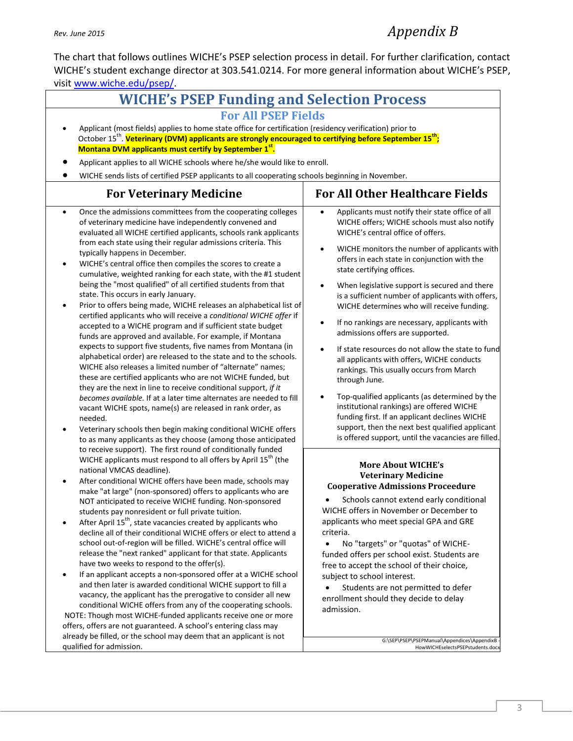Rev. June 2015

*Appendix B*

The chart that follows outlines WICHE's PSEP selection process in detail. For further clarification, contact WICHE's student exchange director at 303.541.0214. For more general information about WICHE's PSEP, visit www.wiche.edu/psep/.

# WICHE's PSEP Funding and Selection Process

## For All PSEP Fields

- Applicant (most fields) applies to home state office for certification (residency verification) prior to October 15th. **Veterinary (DVM) applicants are strongly encouraged to certifying before September 15th; Montana DVM applicants must certify by September 1st.**
- Applicant applies to all WICHE schools where he/she would like to enroll.
- WICHE sends lists of certified PSEP applicants to all cooperating schools beginning in November.

## For Veterinary Medicine

- Once the admissions committees from the cooperating colleges of veterinary medicine have independently convened and evaluated all WICHE certified applicants, schools rank applicants from each state using their regular admissions criteria. This typically happens in December.
- WICHE's central office then compiles the scores to create a cumulative, weighted ranking for each state, with the #1 student being the "most qualified" of all certified students from that state. This occurs in early January.
- Prior to offers being made, WICHE releases an alphabetical list of certified applicants who will receive a *conditional WICHE offer* if accepted to a WICHE program and if sufficient state budget funds are approved and available. For example, if Montana expects to support five students, five names from Montana (in alphabetical order) are released to the state and to the schools. WICHE also releases a limited number of "alternate" names; these are certified applicants who are not WICHE funded, but they are the next in line to receive conditional support, *if it becomes available.* If at a later time alternates are needed to fill vacant WICHE spots, name(s) are released in rank order, as needed.
- Veterinary schools then begin making conditional WICHE offers to as many applicants as they choose (among those anticipated to receive support). The first round of conditionally funded WICHE applicants must respond to all offers by April 15th (the national VMCAS deadline).
- After conditional WICHE offers have been made, schools may make "at large" (non-sponsored) offers to applicants who are NOT anticipated to receive WICHE funding. Non-sponsored students pay nonresident or full private tuition.
- After April 15th, state vacancies created by applicants who decline all of their conditional WICHE offers or elect to attend a school out-of-region will be filled. WICHE's central office will release the "next ranked" applicant for that state. Applicants have two weeks to respond to the offer(s).
- If an applicant accepts a non-sponsored offer at a WICHE school and then later is awarded conditional WICHE support to fill a vacancy, the applicant has the prerogative to consider all new conditional WICHE offers from any of the cooperating schools.

NOTE: Though most WICHE-funded applicants receive one or more offers, offers are not guaranteed. A school's entering class may already be filled, or the school may deem that an applicant is not qualified for admission.

## For All Other Healthcare Fields

- Applicants must notify their state office of all WICHE offers; WICHE schools must also notify WICHE's central office of offers.
- WICHE monitors the number of applicants with offers in each state in conjunction with the state certifying offices.
- When legislative support is secured and there is a sufficient number of applicants with offers, WICHE determines who will receive funding.
- If no rankings are necessary, applicants with admissions offers are supported.
- If state resources do not allow the state to fund all applicants with offers, WICHE conducts rankings. This usually occurs from March through June.
- Top-qualified applicants (as determined by the institutional rankings) are offered WICHE funding first. If an applicant declines WICHE support, then the next best qualified applicant is offered support, until the vacancies are filled.

### More About WICHE's Veterinary Medicine Cooperative Admissions Proceedure

- Schools cannot extend early conditional WICHE offers in November or December to applicants who meet special GPA and GRE criteria.
- No "targets" or "quotas" of WICHE-funded offers per school exist. Students are free to accept the school of their choice, subject to school interest.
- Students are not permitted to defer enrollment should they decide to delay admission.

G:\SEP\PSEP\PSEPManual\Appendices\AppendixB - HowWICHEselectsPSEPstudents.docx